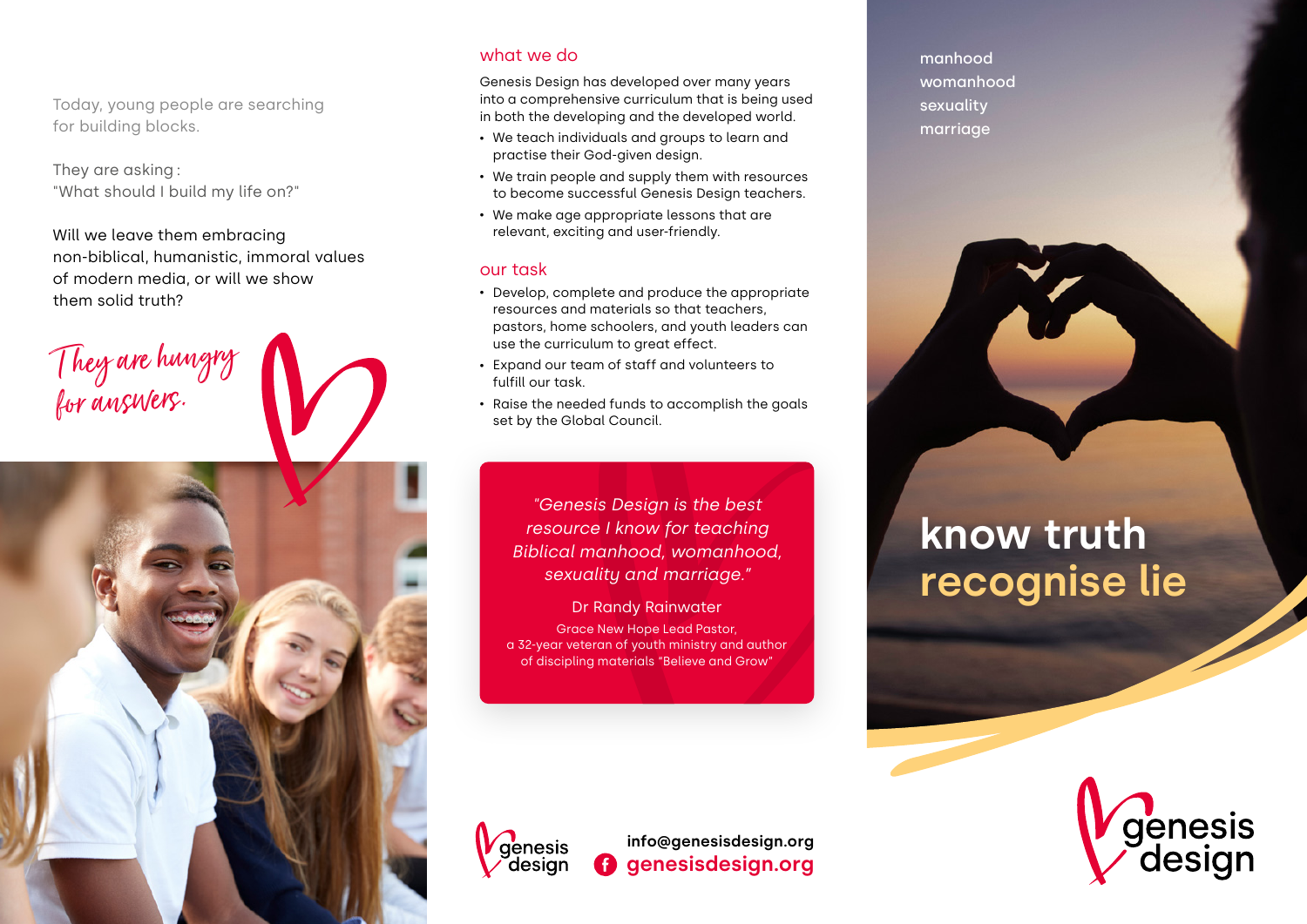Today, young people are searching for building blocks.

They are asking:
"What should I build my life on?"

Will we leave them embracing non-biblical, humanistic, immoral values of modern media, or will we show them solid truth?

*They are hungry for answers.*

## what we do

Genesis Design has developed over many years into a comprehensive curriculum that is being used in both the developing and the developed world.

- We teach individuals and groups to learn and practise their God-given design.
- We train people and supply them with resources to become successful Genesis Design teachers.
- We make age appropriate lessons that are relevant, exciting and user-friendly.

## our task

- Develop, complete and produce the appropriate resources and materials so that teachers, pastors, home schoolers, and youth leaders can use the curriculum to great effect.
- Expand our team of staff and volunteers to fulfill our task.
- Raise the needed funds to accomplish the goals set by the Global Council.

> *"Genesis Design is the best resource I know for teaching Biblical manhood, womanhood, sexuality and marriage."*
>
> Dr Randy Rainwater
>
> Grace New Hope Lead Pastor, a 32-year veteran of youth ministry and author of discipling materials "Believe and Grow"

genesis design

**info@genesisdesign.org**
**genesisdesign.org**

manhood
womanhood
sexuality
marriage

# know truth
# recognise lie

genesis design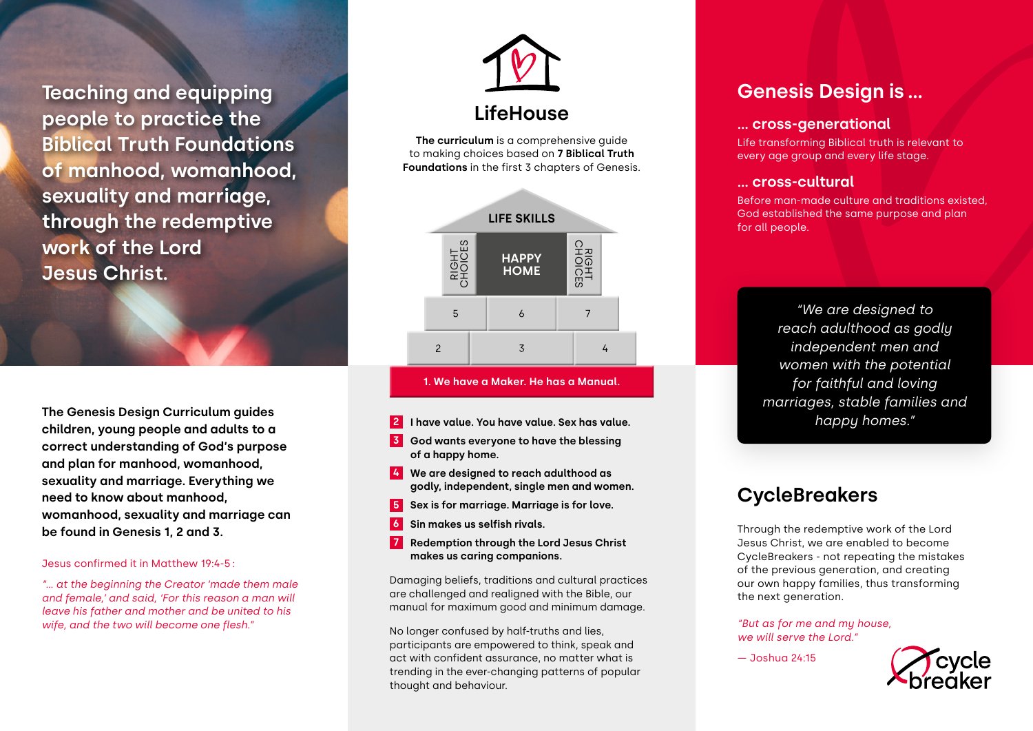Teaching and equipping people to practice the Biblical Truth Foundations of manhood, womanhood, sexuality and marriage, through the redemptive work of the Lord Jesus Christ.

**The Genesis Design Curriculum guides children, young people and adults to a correct understanding of God's purpose and plan for manhood, womanhood, sexuality and marriage. Everything we need to know about manhood, womanhood, sexuality and marriage can be found in Genesis 1, 2 and 3.**

Jesus confirmed it in Matthew 19:4-5 :

*"... at the beginning the Creator 'made them male and female,' and said, 'For this reason a man will leave his father and mother and be united to his wife, and the two will become one flesh."*

## LifeHouse

**The curriculum** is a comprehensive guide to making choices based on **7 Biblical Truth Foundations** in the first 3 chapters of Genesis.

LIFE SKILLS

RIGHT CHOICES

HAPPY HOME

RIGHT CHOICES

5

6

7

2

3

4

1. We have a Maker. He has a Manual.

2. **I have value. You have value. Sex has value.**
3. **God wants everyone to have the blessing of a happy home.**
4. **We are designed to reach adulthood as godly, independent, single men and women.**
5. **Sex is for marriage. Marriage is for love.**
6. **Sin makes us selfish rivals.**
7. **Redemption through the Lord Jesus Christ makes us caring companions.**

Damaging beliefs, traditions and cultural practices are challenged and realigned with the Bible, our manual for maximum good and minimum damage.

No longer confused by half-truths and lies, participants are empowered to think, speak and act with confident assurance, no matter what is trending in the ever-changing patterns of popular thought and behaviour.

## Genesis Design is ...

### ... cross-generational

Life transforming Biblical truth is relevant to every age group and every life stage.

### ... cross-cultural

Before man-made culture and traditions existed, God established the same purpose and plan for all people.

*"We are designed to reach adulthood as godly independent men and women with the potential for faithful and loving marriages, stable families and happy homes."*

## CycleBreakers

Through the redemptive work of the Lord Jesus Christ, we are enabled to become CycleBreakers - not repeating the mistakes of the previous generation, and creating our own happy families, thus transforming the next generation.

*"But as for me and my house, we will serve the Lord."*

— Joshua 24:15

cycle breaker